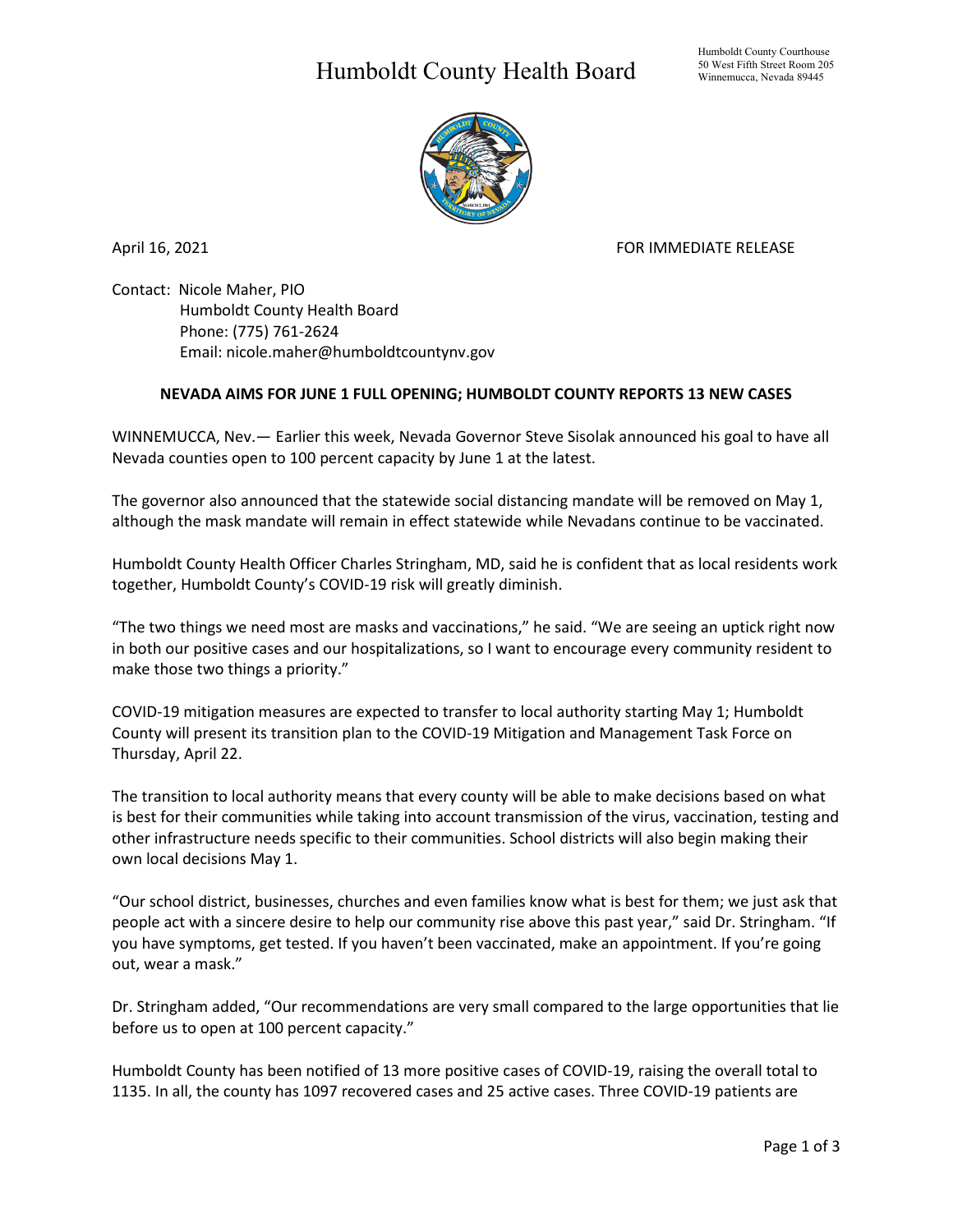# Humboldt County Health Board

Humboldt County Courthouse
50 West Fifth Street Room 205
Winnemucca, Nevada 89445

April 16, 2021 FOR IMMEDIATE RELEASE

Contact: Nicole Maher, PIO
Humboldt County Health Board
Phone: (775) 761-2624
Email: nicole.maher@humboldtcountynv.gov

**NEVADA AIMS FOR JUNE 1 FULL OPENING; HUMBOLDT COUNTY REPORTS 13 NEW CASES**

WINNEMUCCA, Nev.— Earlier this week, Nevada Governor Steve Sisolak announced his goal to have all Nevada counties open to 100 percent capacity by June 1 at the latest.

The governor also announced that the statewide social distancing mandate will be removed on May 1, although the mask mandate will remain in effect statewide while Nevadans continue to be vaccinated.

Humboldt County Health Officer Charles Stringham, MD, said he is confident that as local residents work together, Humboldt County's COVID-19 risk will greatly diminish.

"The two things we need most are masks and vaccinations," he said. "We are seeing an uptick right now in both our positive cases and our hospitalizations, so I want to encourage every community resident to make those two things a priority."

COVID-19 mitigation measures are expected to transfer to local authority starting May 1; Humboldt County will present its transition plan to the COVID-19 Mitigation and Management Task Force on Thursday, April 22.

The transition to local authority means that every county will be able to make decisions based on what is best for their communities while taking into account transmission of the virus, vaccination, testing and other infrastructure needs specific to their communities. School districts will also begin making their own local decisions May 1.

"Our school district, businesses, churches and even families know what is best for them; we just ask that people act with a sincere desire to help our community rise above this past year," said Dr. Stringham. "If you have symptoms, get tested. If you haven't been vaccinated, make an appointment. If you're going out, wear a mask."

Dr. Stringham added, "Our recommendations are very small compared to the large opportunities that lie before us to open at 100 percent capacity."

Humboldt County has been notified of 13 more positive cases of COVID-19, raising the overall total to 1135. In all, the county has 1097 recovered cases and 25 active cases. Three COVID-19 patients are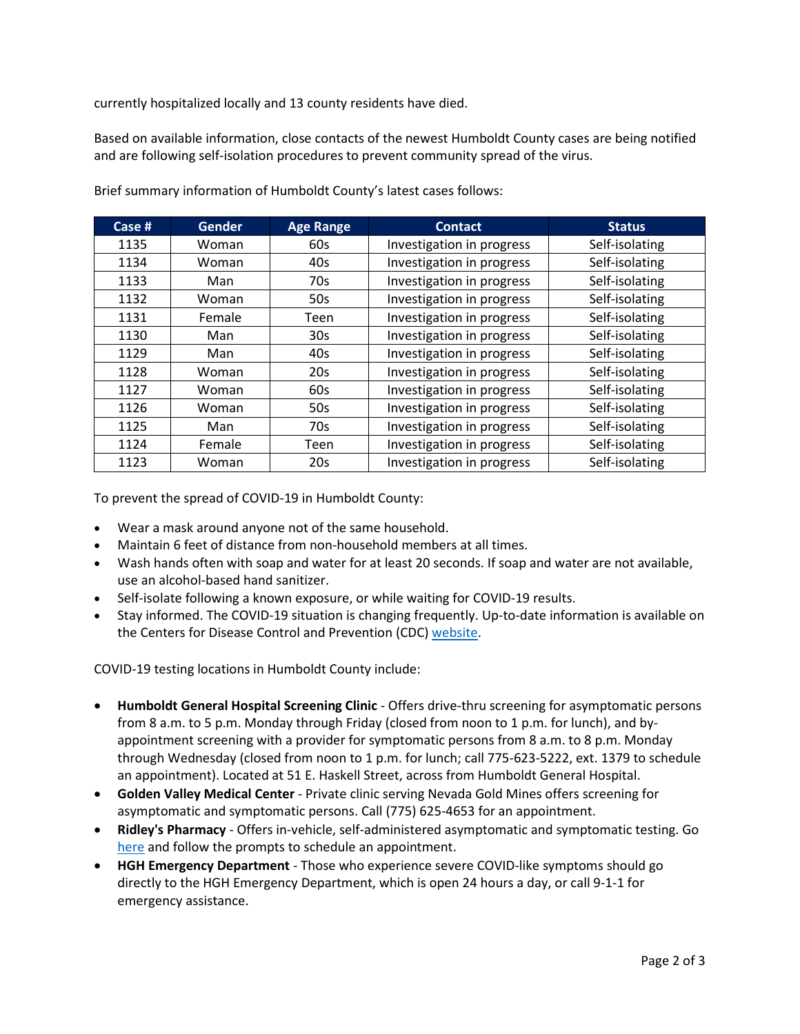currently hospitalized locally and 13 county residents have died.

Based on available information, close contacts of the newest Humboldt County cases are being notified and are following self-isolation procedures to prevent community spread of the virus.

Brief summary information of Humboldt County's latest cases follows:

| Case # | Gender | Age Range | Contact | Status |
|---|---|---|---|---|
| 1135 | Woman | 60s | Investigation in progress | Self-isolating |
| 1134 | Woman | 40s | Investigation in progress | Self-isolating |
| 1133 | Man | 70s | Investigation in progress | Self-isolating |
| 1132 | Woman | 50s | Investigation in progress | Self-isolating |
| 1131 | Female | Teen | Investigation in progress | Self-isolating |
| 1130 | Man | 30s | Investigation in progress | Self-isolating |
| 1129 | Man | 40s | Investigation in progress | Self-isolating |
| 1128 | Woman | 20s | Investigation in progress | Self-isolating |
| 1127 | Woman | 60s | Investigation in progress | Self-isolating |
| 1126 | Woman | 50s | Investigation in progress | Self-isolating |
| 1125 | Man | 70s | Investigation in progress | Self-isolating |
| 1124 | Female | Teen | Investigation in progress | Self-isolating |
| 1123 | Woman | 20s | Investigation in progress | Self-isolating |

To prevent the spread of COVID-19 in Humboldt County:

- Wear a mask around anyone not of the same household.
- Maintain 6 feet of distance from non-household members at all times.
- Wash hands often with soap and water for at least 20 seconds. If soap and water are not available, use an alcohol-based hand sanitizer.
- Self-isolate following a known exposure, or while waiting for COVID-19 results.
- Stay informed. The COVID-19 situation is changing frequently. Up-to-date information is available on the Centers for Disease Control and Prevention (CDC) website.

COVID-19 testing locations in Humboldt County include:

- **Humboldt General Hospital Screening Clinic** - Offers drive-thru screening for asymptomatic persons from 8 a.m. to 5 p.m. Monday through Friday (closed from noon to 1 p.m. for lunch), and by-appointment screening with a provider for symptomatic persons from 8 a.m. to 8 p.m. Monday through Wednesday (closed from noon to 1 p.m. for lunch; call 775-623-5222, ext. 1379 to schedule an appointment). Located at 51 E. Haskell Street, across from Humboldt General Hospital.
- **Golden Valley Medical Center** - Private clinic serving Nevada Gold Mines offers screening for asymptomatic and symptomatic persons. Call (775) 625-4653 for an appointment.
- **Ridley's Pharmacy** - Offers in-vehicle, self-administered asymptomatic and symptomatic testing. Go here and follow the prompts to schedule an appointment.
- **HGH Emergency Department** - Those who experience severe COVID-like symptoms should go directly to the HGH Emergency Department, which is open 24 hours a day, or call 9-1-1 for emergency assistance.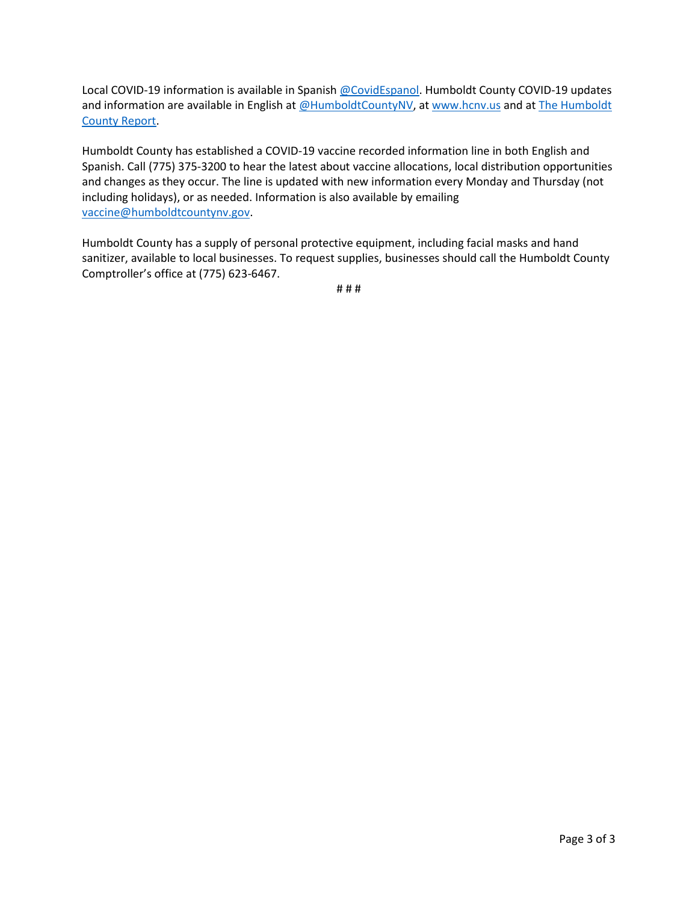Local COVID-19 information is available in Spanish @CovidEspanol. Humboldt County COVID-19 updates and information are available in English at @HumboldtCountyNV, at www.hcnv.us and at The Humboldt County Report.

Humboldt County has established a COVID-19 vaccine recorded information line in both English and Spanish. Call (775) 375-3200 to hear the latest about vaccine allocations, local distribution opportunities and changes as they occur. The line is updated with new information every Monday and Thursday (not including holidays), or as needed. Information is also available by emailing vaccine@humboldtcountynv.gov.

Humboldt County has a supply of personal protective equipment, including facial masks and hand sanitizer, available to local businesses. To request supplies, businesses should call the Humboldt County Comptroller's office at (775) 623-6467.

# # #